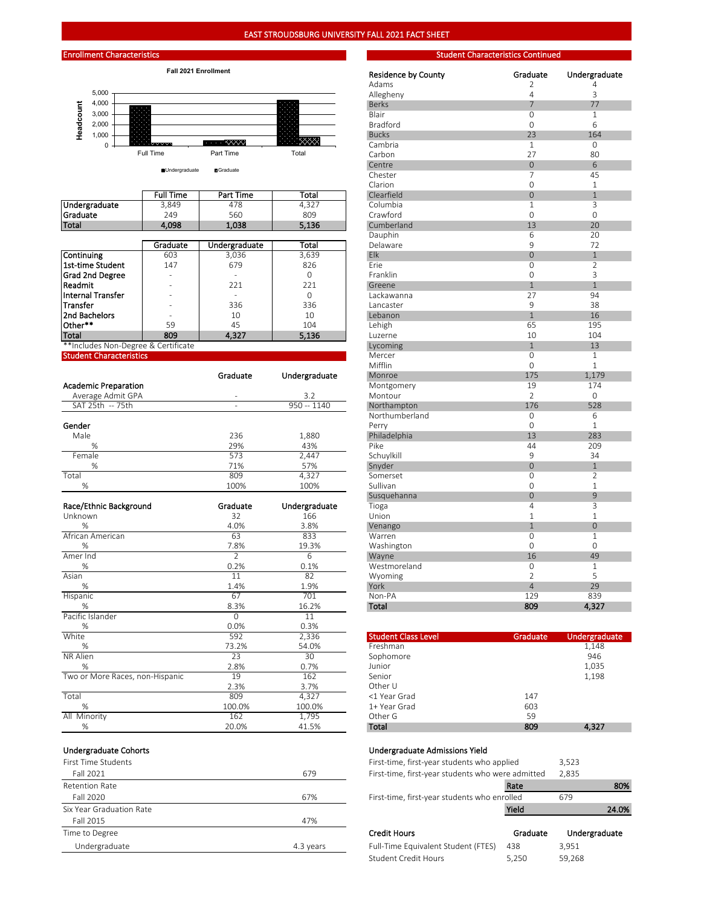# EAST STROUDSBURG UNIVERSITY FALL 2021 FACT SHEET

## Enrollment Characteristics

**Fall 2021 Enrollment**

| | Full Time | Part Time | Total |
|---|---|---|---|
| Undergraduate | 3,849 | 478 | 4,327 |
| Graduate | 249 | 560 | 809 |
| **Total** | **4,098** | **1,038** | **5,136** |

| | Graduate | Undergraduate | Total |
|---|---|---|---|
| Continuing | 603 | 3,036 | 3,639 |
| 1st-time Student | 147 | 679 | 826 |
| Grad 2nd Degree | - | - | 0 |
| Readmit | - | 221 | 221 |
| Internal Transfer | - | - | 0 |
| Transfer | - | 336 | 336 |
| 2nd Bachelors | - | 10 | 10 |
| Other** | 59 | 45 | 104 |
| **Total** | **809** | **4,327** | **5,136** |

**Includes Non-Degree & Certificate

## Student Characteristics

| | Graduate | Undergraduate |
|---|---|---|
| **Academic Preparation** | | |
| Average Admit GPA | - | 3.2 |
| SAT 25th -- 75th | - | 950 -- 1140 |
| **Gender** | | |
| Male | 236 | 1,880 |
| % | 29% | 43% |
| Female | 573 | 2,447 |
| % | 71% | 57% |
| Total | 809 | 4,327 |
| % | 100% | 100% |

| Race/Ethnic Background | Graduate | Undergraduate |
|---|---|---|
| Unknown | 32 | 166 |
| % | 4.0% | 3.8% |
| African American | 63 | 833 |
| % | 7.8% | 19.3% |
| Amer Ind | 2 | 6 |
| % | 0.2% | 0.1% |
| Asian | 11 | 82 |
| % | 1.4% | 1.9% |
| Hispanic | 67 | 701 |
| % | 8.3% | 16.2% |
| Pacific Islander | 0 | 11 |
| % | 0.0% | 0.3% |
| White | 592 | 2,336 |
| % | 73.2% | 54.0% |
| NR Alien | 23 | 30 |
| % | 2.8% | 0.7% |
| Two or More Races, non-Hispanic | 19 | 162 |
| | 2.3% | 3.7% |
| Total | 809 | 4,327 |
| % | 100.0% | 100.0% |
| All Minority | 162 | 1,795 |
| % | 20.0% | 41.5% |

**Undergraduate Cohorts**

| | |
|---|---|
| First Time Students | |
| Fall 2021 | 679 |
| Retention Rate | |
| Fall 2020 | 67% |
| Six Year Graduation Rate | |
| Fall 2015 | 47% |
| Time to Degree | |
| Undergraduate | 4.3 years |

## Student Characteristics Continued

| Residence by County | Graduate | Undergraduate |
|---|---|---|
| Adams | 2 | 4 |
| Allegheny | 4 | 3 |
| Berks | 7 | 77 |
| Blair | 0 | 1 |
| Bradford | 0 | 6 |
| Bucks | 23 | 164 |
| Cambria | 1 | 0 |
| Carbon | 27 | 80 |
| Centre | 0 | 6 |
| Chester | 7 | 45 |
| Clarion | 0 | 1 |
| Clearfield | 0 | 1 |
| Columbia | 1 | 3 |
| Crawford | 0 | 0 |
| Cumberland | 13 | 20 |
| Dauphin | 6 | 20 |
| Delaware | 9 | 72 |
| Elk | 0 | 1 |
| Erie | 0 | 2 |
| Franklin | 0 | 3 |
| Greene | 1 | 1 |
| Lackawanna | 27 | 94 |
| Lancaster | 9 | 38 |
| Lebanon | 1 | 16 |
| Lehigh | 65 | 195 |
| Luzerne | 10 | 104 |
| Lycoming | 1 | 13 |
| Mercer | 0 | 1 |
| Mifflin | 0 | 1 |
| Monroe | 175 | 1,179 |
| Montgomery | 19 | 174 |
| Montour | 2 | 0 |
| Northampton | 176 | 528 |
| Northumberland | 0 | 6 |
| Perry | 0 | 1 |
| Philadelphia | 13 | 283 |
| Pike | 44 | 209 |
| Schuylkill | 9 | 34 |
| Snyder | 0 | 1 |
| Somerset | 0 | 2 |
| Sullivan | 0 | 1 |
| Susquehanna | 0 | 9 |
| Tioga | 4 | 3 |
| Union | 1 | 1 |
| Venango | 1 | 0 |
| Warren | 0 | 1 |
| Washington | 0 | 0 |
| Wayne | 16 | 49 |
| Westmoreland | 0 | 1 |
| Wyoming | 2 | 5 |
| York | 4 | 29 |
| Non-PA | 129 | 839 |
| **Total** | **809** | **4,327** |

| Student Class Level | Graduate | Undergraduate |
|---|---|---|
| Freshman | | 1,148 |
| Sophomore | | 946 |
| Junior | | 1,035 |
| Senior | | 1,198 |
| Other U | | |
| <1 Year Grad | 147 | |
| 1+ Year Grad | 603 | |
| Other G | 59 | |
| **Total** | **809** | **4,327** |

**Undergraduate Admissions Yield**

| | |
|---|---|
| First-time, first-year students who applied | 3,523 |
| First-time, first-year students who were admitted | 2,835 |
| **Rate** | **80%** |
| First-time, first-year students who enrolled | 679 |
| **Yield** | **24.0%** |

| Credit Hours | Graduate | Undergraduate |
|---|---|---|
| Full-Time Equivalent Student (FTES) | 438 | 3,951 |
| Student Credit Hours | 5,250 | 59,268 |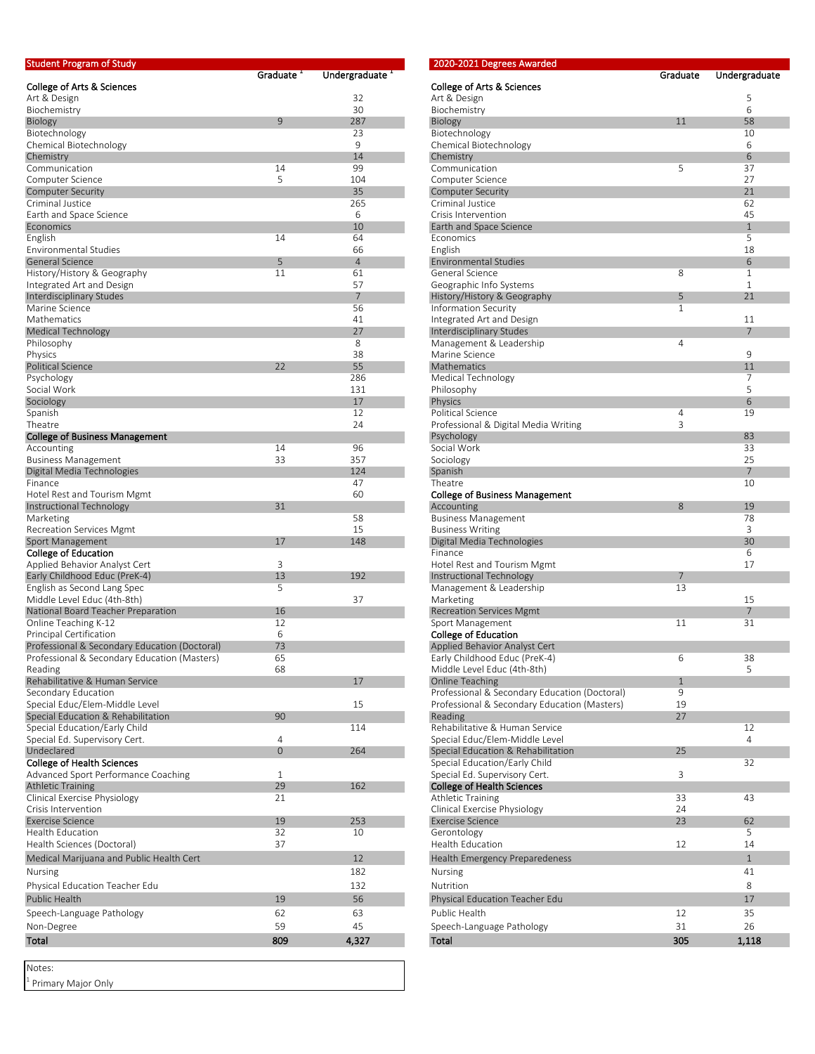## Student Program of Study

| | Graduate [1] | Undergraduate [1] |
|---|---|---|
| **College of Arts & Sciences** | | |
| Art & Design | | 32 |
| Biochemistry | | 30 |
| Biology | 9 | 287 |
| Biotechnology | | 23 |
| Chemical Biotechnology | | 9 |
| Chemistry | | 14 |
| Communication | 14 | 99 |
| Computer Science | 5 | 104 |
| Computer Security | | 35 |
| Criminal Justice | | 265 |
| Earth and Space Science | | 6 |
| Economics | | 10 |
| English | 14 | 64 |
| Environmental Studies | | 66 |
| General Science | 5 | 4 |
| History/History & Geography | 11 | 61 |
| Integrated Art and Design | | 57 |
| Interdisciplinary Studes | | 7 |
| Marine Science | | 56 |
| Mathematics | | 41 |
| Medical Technology | | 27 |
| Philosophy | | 8 |
| Physics | | 38 |
| Political Science | 22 | 55 |
| Psychology | | 286 |
| Social Work | | 131 |
| Sociology | | 17 |
| Spanish | | 12 |
| Theatre | | 24 |
| **College of Business Management** | | |
| Accounting | 14 | 96 |
| Business Management | 33 | 357 |
| Digital Media Technologies | | 124 |
| Finance | | 47 |
| Hotel Rest and Tourism Mgmt | | 60 |
| Instructional Technology | 31 | |
| Marketing | | 58 |
| Recreation Services Mgmt | | 15 |
| Sport Management | 17 | 148 |
| **College of Education** | | |
| Applied Behavior Analyst Cert | 3 | |
| Early Childhood Educ (PreK-4) | 13 | 192 |
| English as Second Lang Spec | 5 | |
| Middle Level Educ (4th-8th) | | 37 |
| National Board Teacher Preparation | 16 | |
| Online Teaching K-12 | 12 | |
| Principal Certification | 6 | |
| Professional & Secondary Education (Doctoral) | 73 | |
| Professional & Secondary Education (Masters) | 65 | |
| Reading | 68 | |
| Rehabilitative & Human Service | | 17 |
| Secondary Education | | |
| Special Educ/Elem-Middle Level | | 15 |
| Special Education & Rehabilitation | 90 | |
| Special Education/Early Child | | 114 |
| Special Ed. Supervisory Cert. | 4 | |
| Undeclared | 0 | 264 |
| **College of Health Sciences** | | |
| Advanced Sport Performance Coaching | 1 | |
| Athletic Training | 29 | 162 |
| Clinical Exercise Physiology | 21 | |
| Crisis Intervention | | |
| Exercise Science | 19 | 253 |
| Health Education | 32 | 10 |
| Health Sciences (Doctoral) | 37 | |
| Medical Marijuana and Public Health Cert | | 12 |
| Nursing | | 182 |
| Physical Education Teacher Edu | | 132 |
| Public Health | 19 | 56 |
| Speech-Language Pathology | 62 | 63 |
| Non-Degree | 59 | 45 |
| **Total** | **809** | **4,327** |

Notes:
[1] Primary Major Only

## 2020-2021 Degrees Awarded

| | Graduate | Undergraduate |
|---|---|---|
| **College of Arts & Sciences** | | |
| Art & Design | | 5 |
| Biochemistry | | 6 |
| Biology | 11 | 58 |
| Biotechnology | | 10 |
| Chemical Biotechnology | | 6 |
| Chemistry | | 6 |
| Communication | 5 | 37 |
| Computer Science | | 27 |
| Computer Security | | 21 |
| Criminal Justice | | 62 |
| Crisis Intervention | | 45 |
| Earth and Space Science | | 1 |
| Economics | | 5 |
| English | | 18 |
| Environmental Studies | | 6 |
| General Science | 8 | 1 |
| Geographic Info Systems | | 1 |
| History/History & Geography | 5 | 21 |
| Information Security | 1 | |
| Integrated Art and Design | | 11 |
| Interdisciplinary Studes | | 7 |
| Management & Leadership | 4 | |
| Marine Science | | 9 |
| Mathematics | | 11 |
| Medical Technology | | 7 |
| Philosophy | | 5 |
| Physics | | 6 |
| Political Science | 4 | 19 |
| Professional & Digital Media Writing | 3 | |
| Psychology | | 83 |
| Social Work | | 33 |
| Sociology | | 25 |
| Spanish | | 7 |
| Theatre | | 10 |
| **College of Business Management** | | |
| Accounting | 8 | 19 |
| Business Management | | 78 |
| Business Writing | | 3 |
| Digital Media Technologies | | 30 |
| Finance | | 6 |
| Hotel Rest and Tourism Mgmt | | 17 |
| Instructional Technology | 7 | |
| Management & Leadership | 13 | |
| Marketing | | 15 |
| Recreation Services Mgmt | | 7 |
| Sport Management | 11 | 31 |
| **College of Education** | | |
| Applied Behavior Analyst Cert | | |
| Early Childhood Educ (PreK-4) | 6 | 38 |
| Middle Level Educ (4th-8th) | | 5 |
| Online Teaching | 1 | |
| Professional & Secondary Education (Doctoral) | 9 | |
| Professional & Secondary Education (Masters) | 19 | |
| Reading | 27 | |
| Rehabilitative & Human Service | | 12 |
| Special Educ/Elem-Middle Level | | 4 |
| Special Education & Rehabilitation | 25 | |
| Special Education/Early Child | | 32 |
| Special Ed. Supervisory Cert. | 3 | |
| **College of Health Sciences** | | |
| Athletic Training | 33 | 43 |
| Clinical Exercise Physiology | 24 | |
| Exercise Science | 23 | 62 |
| Gerontology | | 5 |
| Health Education | 12 | 14 |
| Health Emergency Preparedeness | | 1 |
| Nursing | | 41 |
| Nutrition | | 8 |
| Physical Education Teacher Edu | | 17 |
| Public Health | 12 | 35 |
| Speech-Language Pathology | 31 | 26 |
| **Total** | **305** | **1,118** |